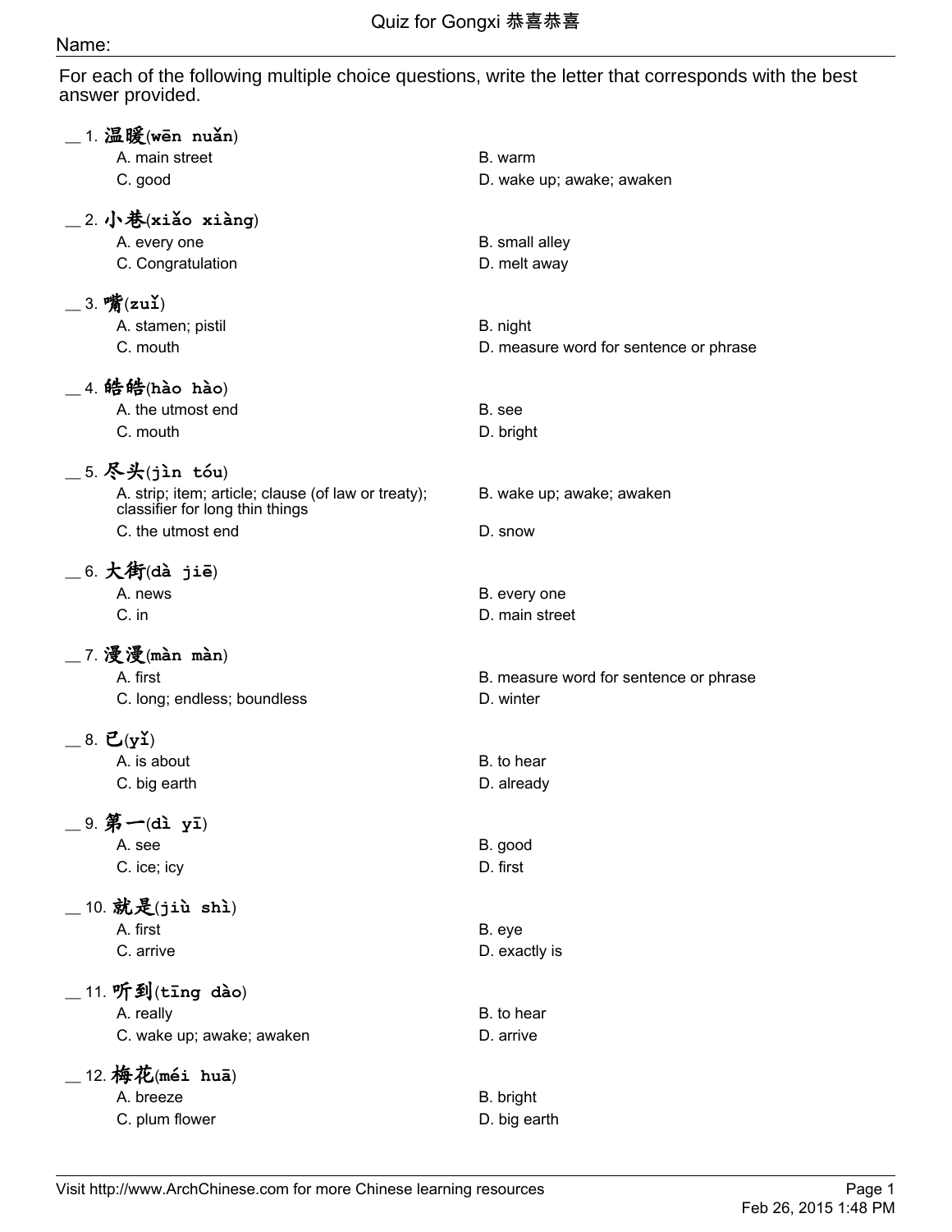# Quiz for Gongxi 恭喜恭喜

Name:

For each of the following multiple choice questions, write the letter that corresponds with the best answer provided.

__ 1. **温暖(wēn nuǎn)**
- A. main street
- B. warm
- C. good
- D. wake up; awake; awaken

__ 2. **小巷(xiǎo xiàng)**
- A. every one
- B. small alley
- C. Congratulation
- D. melt away

__ 3. **嘴(zuǐ)**
- A. stamen; pistil
- B. night
- C. mouth
- D. measure word for sentence or phrase

__ 4. **皓皓(hào hào)**
- A. the utmost end
- B. see
- C. mouth
- D. bright

__ 5. **尽头(jìn tóu)**
- A. strip; item; article; clause (of law or treaty); classifier for long thin things
- B. wake up; awake; awaken
- C. the utmost end
- D. snow

__ 6. **大街(dà jiē)**
- A. news
- B. every one
- C. in
- D. main street

__ 7. **漫漫(màn màn)**
- A. first
- B. measure word for sentence or phrase
- C. long; endless; boundless
- D. winter

__ 8. **已(yǐ)**
- A. is about
- B. to hear
- C. big earth
- D. already

__ 9. **第一(dì yī)**
- A. see
- B. good
- C. ice; icy
- D. first

__ 10. **就是(jiù shì)**
- A. first
- B. eye
- C. arrive
- D. exactly is

__ 11. **听到(tīng dào)**
- A. really
- B. to hear
- C. wake up; awake; awaken
- D. arrive

__ 12. **梅花(méi huā)**
- A. breeze
- B. bright
- C. plum flower
- D. big earth

Visit http://www.ArchChinese.com for more Chinese learning resources

Feb 26, 2015 1:48 PM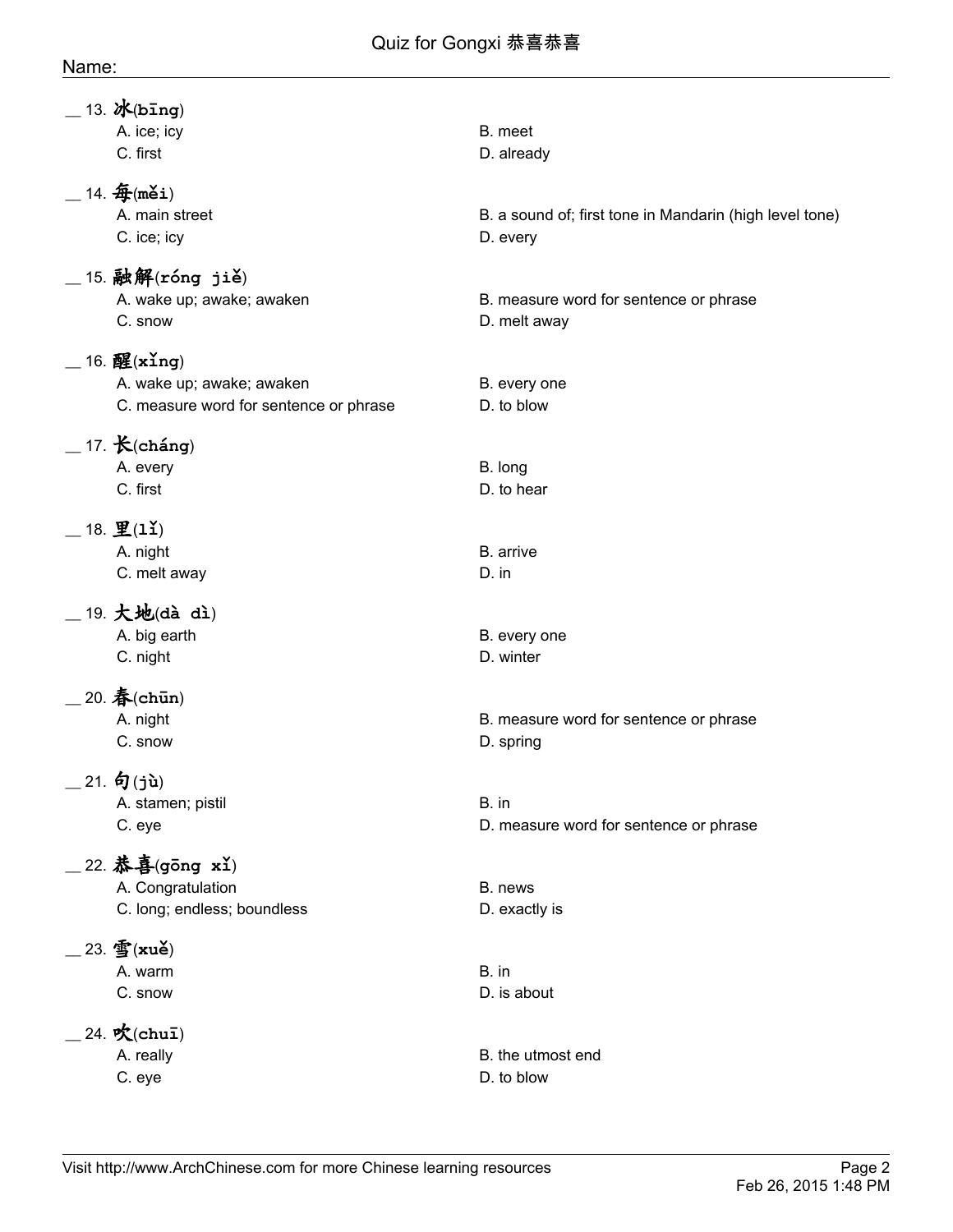Name:

__ 13. 冰(bīng)
A. ice; icy
B. meet
C. first
D. already

__ 14. 每(měi)
A. main street
B. a sound of; first tone in Mandarin (high level tone)
C. ice; icy
D. every

__ 15. 融解(róng jiě)
A. wake up; awake; awaken
B. measure word for sentence or phrase
C. snow
D. melt away

__ 16. 醒(xǐng)
A. wake up; awake; awaken
B. every one
C. measure word for sentence or phrase
D. to blow

__ 17. 长(cháng)
A. every
B. long
C. first
D. to hear

__ 18. 里(lǐ)
A. night
B. arrive
C. melt away
D. in

__ 19. 大地(dà dì)
A. big earth
B. every one
C. night
D. winter

__ 20. 春(chūn)
A. night
B. measure word for sentence or phrase
C. snow
D. spring

__ 21. 句(jù)
A. stamen; pistil
B. in
C. eye
D. measure word for sentence or phrase

__ 22. 恭喜(gōng xǐ)
A. Congratulation
B. news
C. long; endless; boundless
D. exactly is

__ 23. 雪(xuě)
A. warm
B. in
C. snow
D. is about

__ 24. 吹(chuī)
A. really
B. the utmost end
C. eye
D. to blow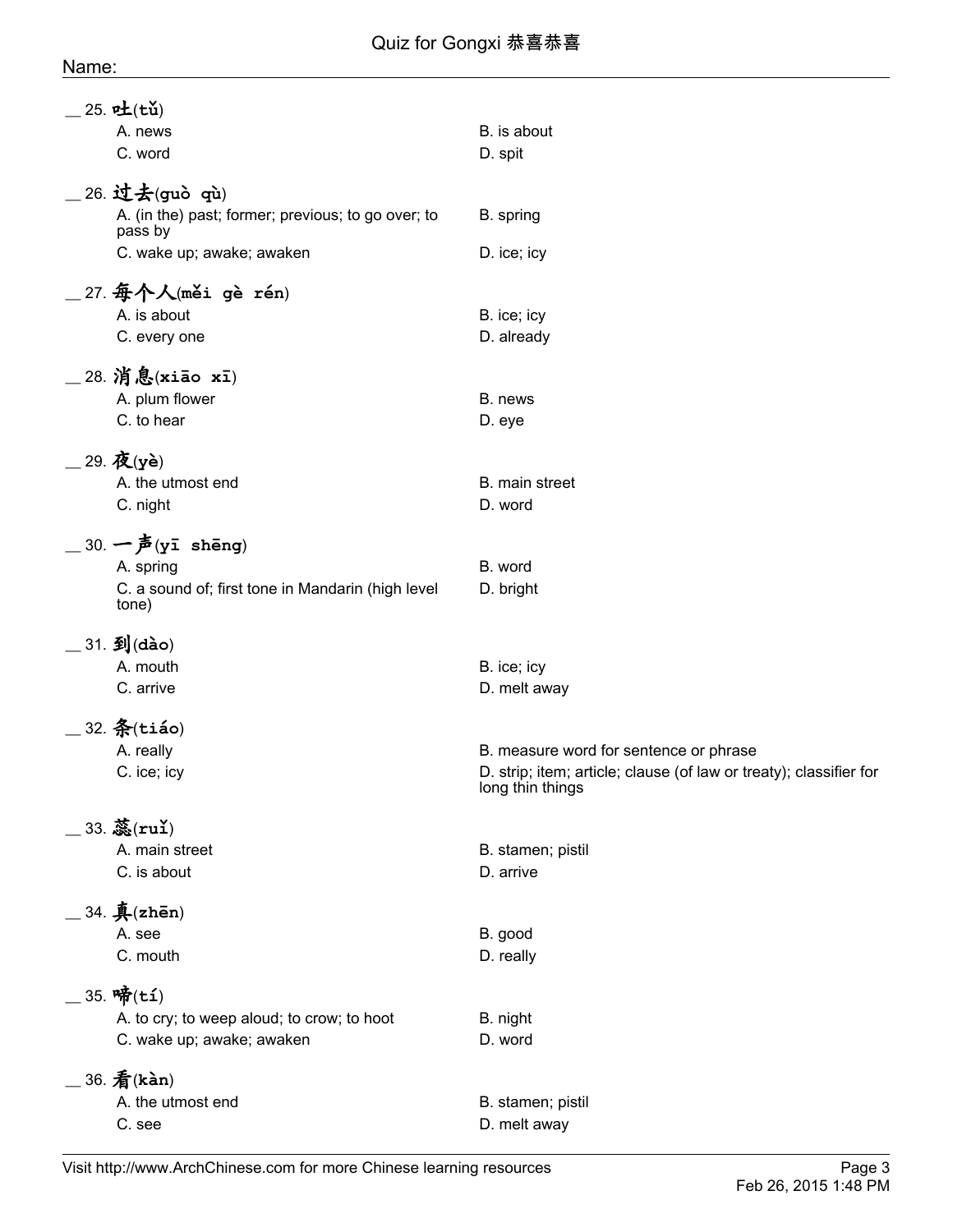__ 25. 吐(tǔ)

A. news
B. is about
C. word
D. spit

__ 26. 过去(guò qù)

A. (in the) past; former; previous; to go over; to pass by
B. spring
C. wake up; awake; awaken
D. ice; icy

__ 27. 每个人(měi gè rén)

A. is about
B. ice; icy
C. every one
D. already

__ 28. 消息(xiāo xī)

A. plum flower
B. news
C. to hear
D. eye

__ 29. 夜(yè)

A. the utmost end
B. main street
C. night
D. word

__ 30. 一声(yī shēng)

A. spring
B. word
C. a sound of; first tone in Mandarin (high level tone)
D. bright

__ 31. 到(dào)

A. mouth
B. ice; icy
C. arrive
D. melt away

__ 32. 条(tiáo)

A. really
B. measure word for sentence or phrase
C. ice; icy
D. strip; item; article; clause (of law or treaty); classifier for long thin things

__ 33. 蕊(ruǐ)

A. main street
B. stamen; pistil
C. is about
D. arrive

__ 34. 真(zhēn)

A. see
B. good
C. mouth
D. really

__ 35. 啼(tí)

A. to cry; to weep aloud; to crow; to hoot
B. night
C. wake up; awake; awaken
D. word

__ 36. 看(kàn)

A. the utmost end
B. stamen; pistil
C. see
D. melt away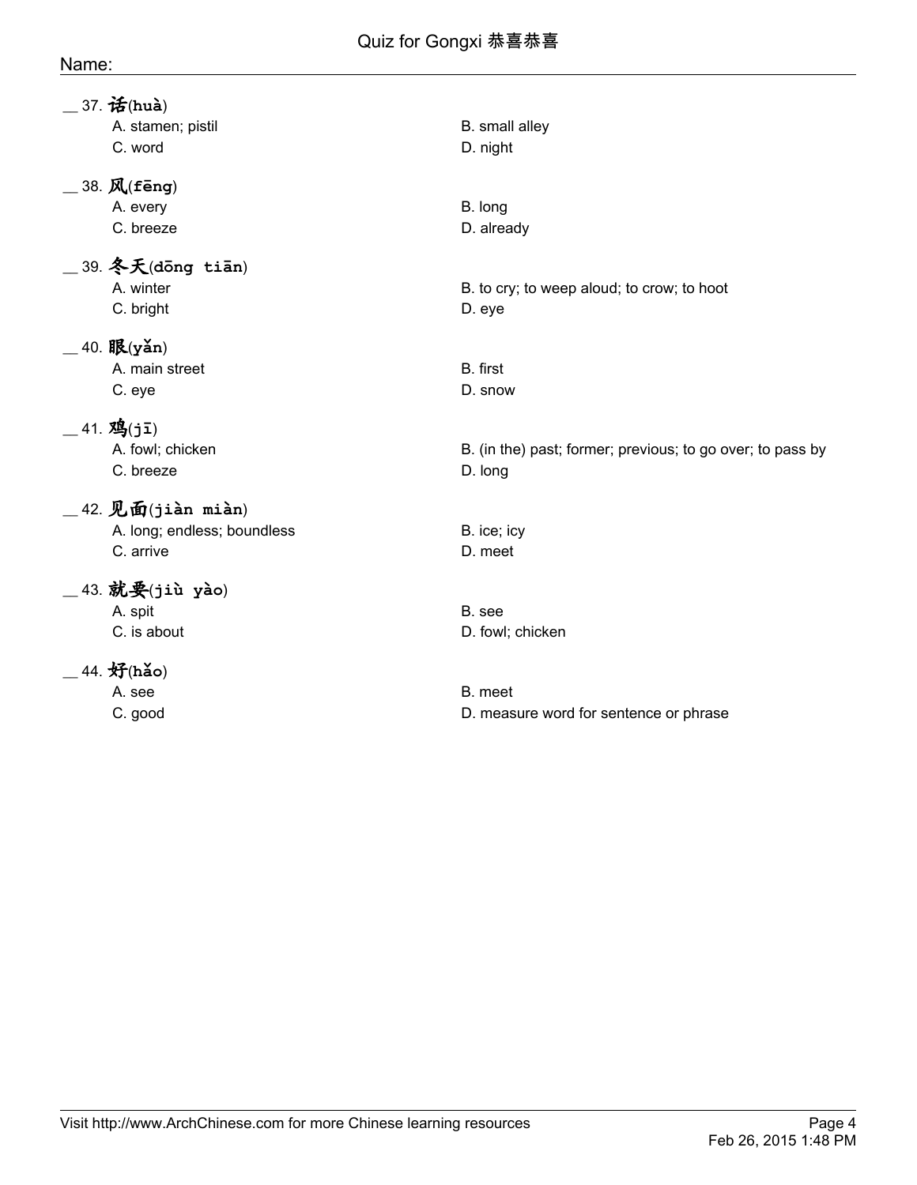Name:

__ 37. 话(**huà**)

A. stamen; pistil
B. small alley
C. word
D. night

__ 38. 风(**fēng**)

A. every
B. long
C. breeze
D. already

__ 39. 冬天(**dōng tiān**)

A. winter
B. to cry; to weep aloud; to crow; to hoot
C. bright
D. eye

__ 40. 眼(**yǎn**)

A. main street
B. first
C. eye
D. snow

__ 41. 鸡(**jī**)

A. fowl; chicken
B. (in the) past; former; previous; to go over; to pass by
C. breeze
D. long

__ 42. 见面(**jiàn miàn**)

A. long; endless; boundless
B. ice; icy
C. arrive
D. meet

__ 43. 就要(**jiù yào**)

A. spit
B. see
C. is about
D. fowl; chicken

__ 44. 好(**hǎo**)

A. see
B. meet
C. good
D. measure word for sentence or phrase